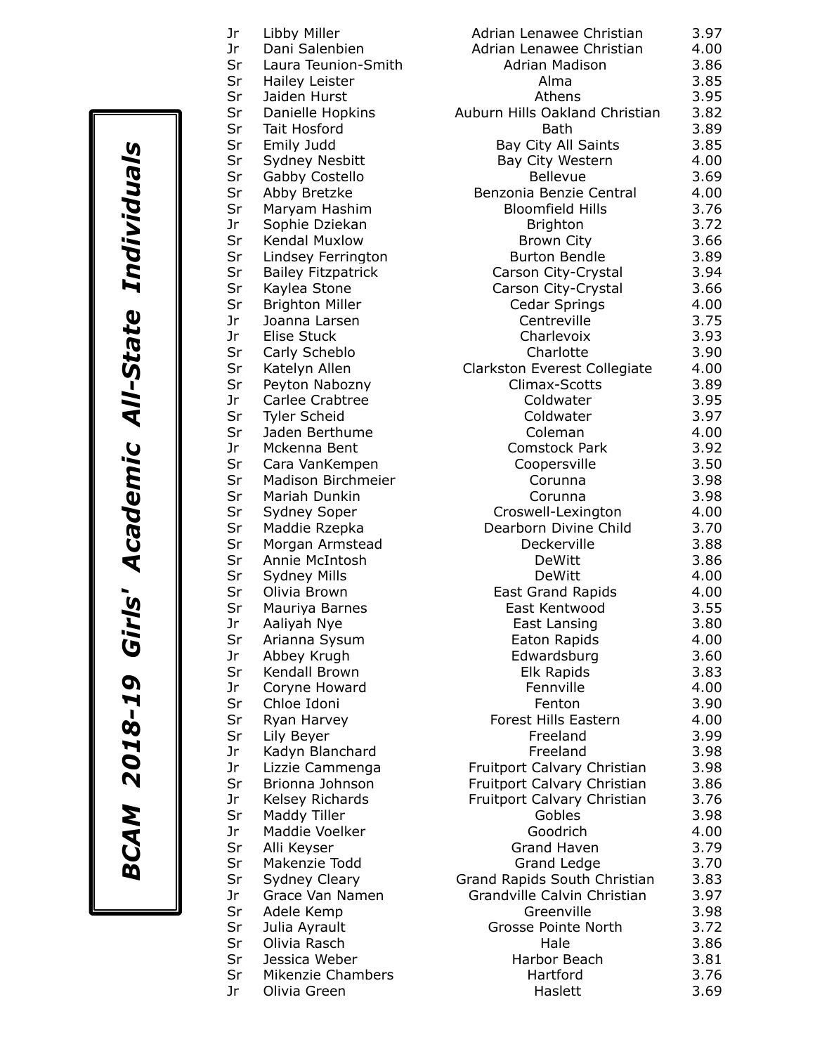# BCAM 2018-19 Girls' Academic All-State Individuals

| Class | Name | School | GPA |
|---|---|---|---|
| Jr | Libby Miller | Adrian Lenawee Christian | 3.97 |
| Jr | Dani Salenbien | Adrian Lenawee Christian | 4.00 |
| Sr | Laura Teunion-Smith | Adrian Madison | 3.86 |
| Sr | Hailey Leister | Alma | 3.85 |
| Sr | Jaiden Hurst | Athens | 3.95 |
| Sr | Danielle Hopkins | Auburn Hills Oakland Christian | 3.82 |
| Sr | Tait Hosford | Bath | 3.89 |
| Sr | Emily Judd | Bay City All Saints | 3.85 |
| Sr | Sydney Nesbitt | Bay City Western | 4.00 |
| Sr | Gabby Costello | Bellevue | 3.69 |
| Sr | Abby Bretzke | Benzonia Benzie Central | 4.00 |
| Sr | Maryam Hashim | Bloomfield Hills | 3.76 |
| Jr | Sophie Dziekan | Brighton | 3.72 |
| Sr | Kendal Muxlow | Brown City | 3.66 |
| Sr | Lindsey Ferrington | Burton Bendle | 3.89 |
| Sr | Bailey Fitzpatrick | Carson City-Crystal | 3.94 |
| Sr | Kaylea Stone | Carson City-Crystal | 3.66 |
| Sr | Brighton Miller | Cedar Springs | 4.00 |
| Jr | Joanna Larsen | Centreville | 3.75 |
| Jr | Elise Stuck | Charlevoix | 3.93 |
| Sr | Carly Scheblo | Charlotte | 3.90 |
| Sr | Katelyn Allen | Clarkston Everest Collegiate | 4.00 |
| Sr | Peyton Nabozny | Climax-Scotts | 3.89 |
| Jr | Carlee Crabtree | Coldwater | 3.95 |
| Sr | Tyler Scheid | Coldwater | 3.97 |
| Sr | Jaden Berthume | Coleman | 4.00 |
| Jr | Mckenna Bent | Comstock Park | 3.92 |
| Sr | Cara VanKempen | Coopersville | 3.50 |
| Sr | Madison Birchmeier | Corunna | 3.98 |
| Sr | Mariah Dunkin | Corunna | 3.98 |
| Sr | Sydney Soper | Croswell-Lexington | 4.00 |
| Sr | Maddie Rzepka | Dearborn Divine Child | 3.70 |
| Sr | Morgan Armstead | Deckerville | 3.88 |
| Sr | Annie McIntosh | DeWitt | 3.86 |
| Sr | Sydney Mills | DeWitt | 4.00 |
| Sr | Olivia Brown | East Grand Rapids | 4.00 |
| Sr | Mauriya Barnes | East Kentwood | 3.55 |
| Jr | Aaliyah Nye | East Lansing | 3.80 |
| Sr | Arianna Sysum | Eaton Rapids | 4.00 |
| Jr | Abbey Krugh | Edwardsburg | 3.60 |
| Sr | Kendall Brown | Elk Rapids | 3.83 |
| Jr | Coryne Howard | Fennville | 4.00 |
| Sr | Chloe Idoni | Fenton | 3.90 |
| Sr | Ryan Harvey | Forest Hills Eastern | 4.00 |
| Sr | Lily Beyer | Freeland | 3.99 |
| Jr | Kadyn Blanchard | Freeland | 3.98 |
| Jr | Lizzie Cammenga | Fruitport Calvary Christian | 3.98 |
| Sr | Brionna Johnson | Fruitport Calvary Christian | 3.86 |
| Jr | Kelsey Richards | Fruitport Calvary Christian | 3.76 |
| Sr | Maddy Tiller | Gobles | 3.98 |
| Jr | Maddie Voelker | Goodrich | 4.00 |
| Sr | Alli Keyser | Grand Haven | 3.79 |
| Sr | Makenzie Todd | Grand Ledge | 3.70 |
| Sr | Sydney Cleary | Grand Rapids South Christian | 3.83 |
| Jr | Grace Van Namen | Grandville Calvin Christian | 3.97 |
| Sr | Adele Kemp | Greenville | 3.98 |
| Sr | Julia Ayrault | Grosse Pointe North | 3.72 |
| Sr | Olivia Rasch | Hale | 3.86 |
| Sr | Jessica Weber | Harbor Beach | 3.81 |
| Sr | Mikenzie Chambers | Hartford | 3.76 |
| Jr | Olivia Green | Haslett | 3.69 |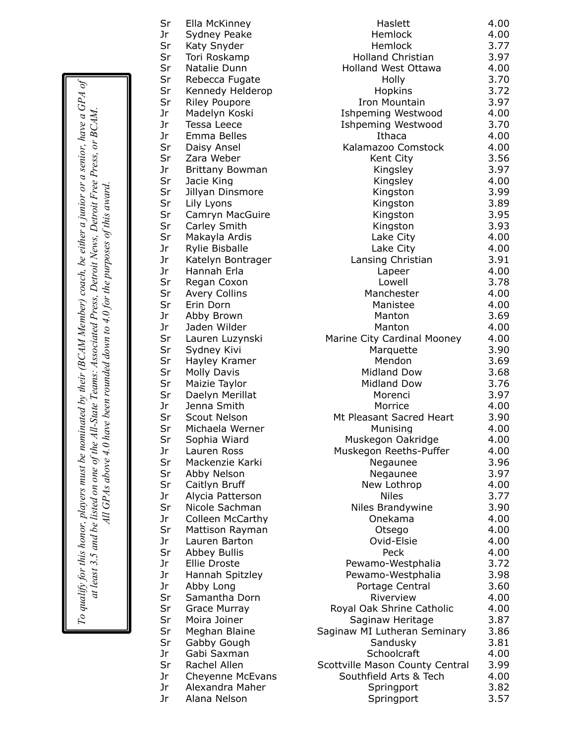*To qualify for this honor, players must be nominated by their (BCAM Member) coach, be either a junior or a senior, have a GPA of at least 3.5 and be listed on one of the All-State Teams: Associated Press, Detroit News, Detroit Free Press, or BCAM. All GPAs above 4.0 have been rounded down to 4.0 for the purposes of this award.*

| | | | |
|---|---|---|---|
| Sr | Ella McKinney | Haslett | 4.00 |
| Jr | Sydney Peake | Hemlock | 4.00 |
| Sr | Katy Snyder | Hemlock | 3.77 |
| Sr | Tori Roskamp | Holland Christian | 3.97 |
| Sr | Natalie Dunn | Holland West Ottawa | 4.00 |
| Sr | Rebecca Fugate | Holly | 3.70 |
| Sr | Kennedy Helderop | Hopkins | 3.72 |
| Sr | Riley Poupore | Iron Mountain | 3.97 |
| Jr | Madelyn Koski | Ishpeming Westwood | 4.00 |
| Jr | Tessa Leece | Ishpeming Westwood | 3.70 |
| Jr | Emma Belles | Ithaca | 4.00 |
| Sr | Daisy Ansel | Kalamazoo Comstock | 4.00 |
| Sr | Zara Weber | Kent City | 3.56 |
| Jr | Brittany Bowman | Kingsley | 3.97 |
| Sr | Jacie King | Kingsley | 4.00 |
| Sr | Jillyan Dinsmore | Kingston | 3.99 |
| Sr | Lily Lyons | Kingston | 3.89 |
| Sr | Camryn MacGuire | Kingston | 3.95 |
| Sr | Carley Smith | Kingston | 3.93 |
| Sr | Makayla Ardis | Lake City | 4.00 |
| Jr | Rylie Bisballe | Lake City | 4.00 |
| Jr | Katelyn Bontrager | Lansing Christian | 3.91 |
| Jr | Hannah Erla | Lapeer | 4.00 |
| Sr | Regan Coxon | Lowell | 3.78 |
| Sr | Avery Collins | Manchester | 4.00 |
| Sr | Erin Dorn | Manistee | 4.00 |
| Jr | Abby Brown | Manton | 3.69 |
| Jr | Jaden Wilder | Manton | 4.00 |
| Sr | Lauren Luzynski | Marine City Cardinal Mooney | 4.00 |
| Sr | Sydney Kivi | Marquette | 3.90 |
| Sr | Hayley Kramer | Mendon | 3.69 |
| Sr | Molly Davis | Midland Dow | 3.68 |
| Sr | Maizie Taylor | Midland Dow | 3.76 |
| Sr | Daelyn Merillat | Morenci | 3.97 |
| Jr | Jenna Smith | Morrice | 4.00 |
| Sr | Scout Nelson | Mt Pleasant Sacred Heart | 3.90 |
| Sr | Michaela Werner | Munising | 4.00 |
| Sr | Sophia Wiard | Muskegon Oakridge | 4.00 |
| Jr | Lauren Ross | Muskegon Reeths-Puffer | 4.00 |
| Sr | Mackenzie Karki | Negaunee | 3.96 |
| Sr | Abby Nelson | Negaunee | 3.97 |
| Sr | Caitlyn Bruff | New Lothrop | 4.00 |
| Jr | Alycia Patterson | Niles | 3.77 |
| Sr | Nicole Sachman | Niles Brandywine | 3.90 |
| Jr | Colleen McCarthy | Onekama | 4.00 |
| Sr | Mattison Rayman | Otsego | 4.00 |
| Jr | Lauren Barton | Ovid-Elsie | 4.00 |
| Sr | Abbey Bullis | Peck | 4.00 |
| Jr | Ellie Droste | Pewamo-Westphalia | 3.72 |
| Jr | Hannah Spitzley | Pewamo-Westphalia | 3.98 |
| Jr | Abby Long | Portage Central | 3.60 |
| Sr | Samantha Dorn | Riverview | 4.00 |
| Sr | Grace Murray | Royal Oak Shrine Catholic | 4.00 |
| Sr | Moira Joiner | Saginaw Heritage | 3.87 |
| Sr | Meghan Blaine | Saginaw MI Lutheran Seminary | 3.86 |
| Sr | Gabby Gough | Sandusky | 3.81 |
| Jr | Gabi Saxman | Schoolcraft | 4.00 |
| Sr | Rachel Allen | Scottville Mason County Central | 3.99 |
| Jr | Cheyenne McEvans | Southfield Arts & Tech | 4.00 |
| Jr | Alexandra Maher | Springport | 3.82 |
| Jr | Alana Nelson | Springport | 3.57 |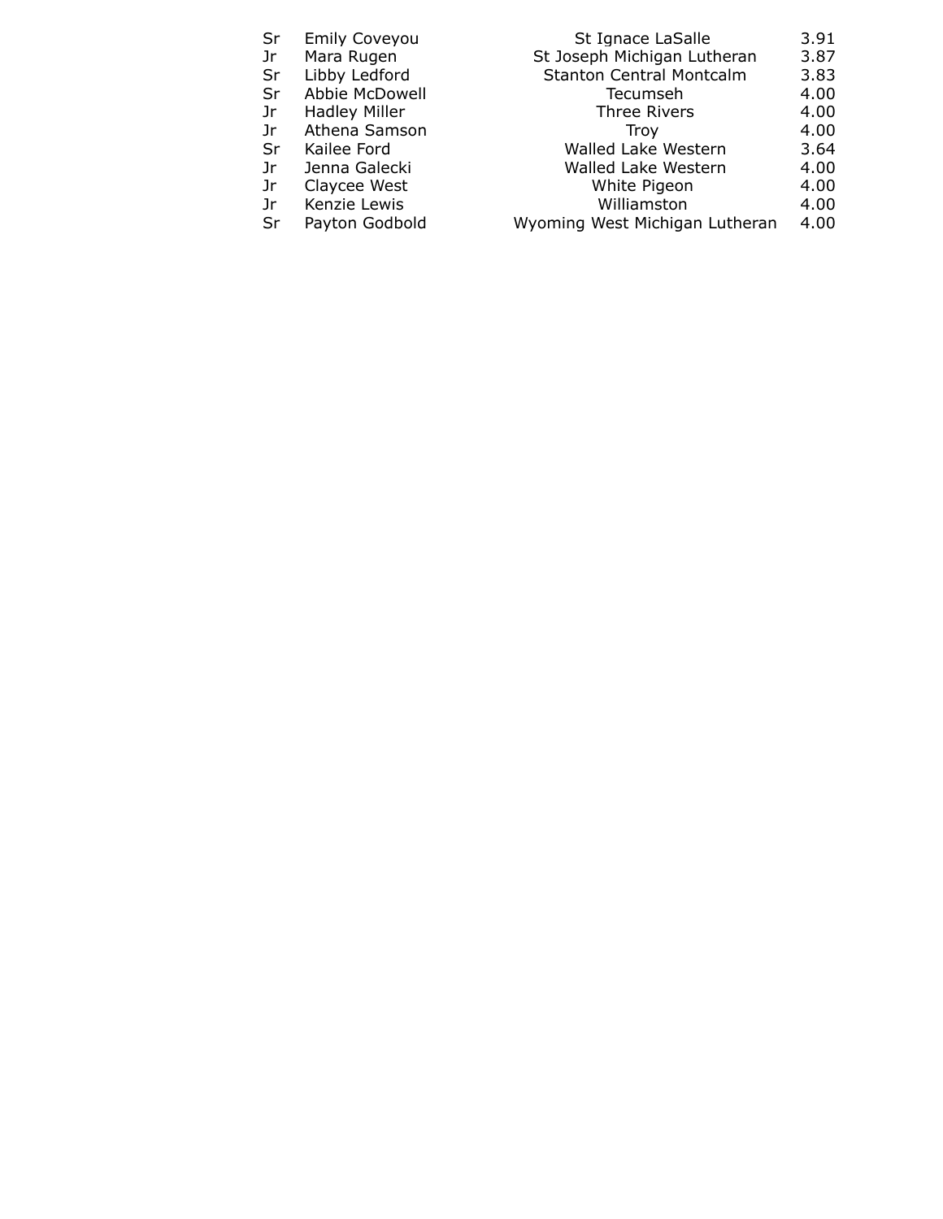| | | | |
|---|---|---|---|
| Sr | Emily Coveyou | St Ignace LaSalle | 3.91 |
| Jr | Mara Rugen | St Joseph Michigan Lutheran | 3.87 |
| Sr | Libby Ledford | Stanton Central Montcalm | 3.83 |
| Sr | Abbie McDowell | Tecumseh | 4.00 |
| Jr | Hadley Miller | Three Rivers | 4.00 |
| Jr | Athena Samson | Troy | 4.00 |
| Sr | Kailee Ford | Walled Lake Western | 3.64 |
| Jr | Jenna Galecki | Walled Lake Western | 4.00 |
| Jr | Claycee West | White Pigeon | 4.00 |
| Jr | Kenzie Lewis | Williamston | 4.00 |
| Sr | Payton Godbold | Wyoming West Michigan Lutheran | 4.00 |